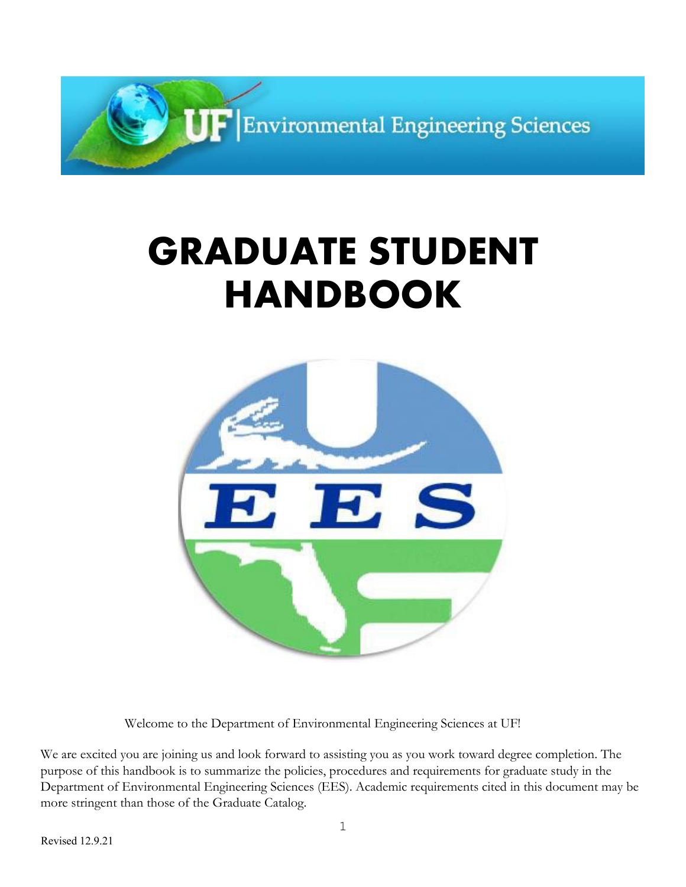UF | Environmental Engineering Sciences

# GRADUATE STUDENT HANDBOOK

Welcome to the Department of Environmental Engineering Sciences at UF!

We are excited you are joining us and look forward to assisting you as you work toward degree completion. The purpose of this handbook is to summarize the policies, procedures and requirements for graduate study in the Department of Environmental Engineering Sciences (EES). Academic requirements cited in this document may be more stringent than those of the Graduate Catalog.

Revised 12.9.21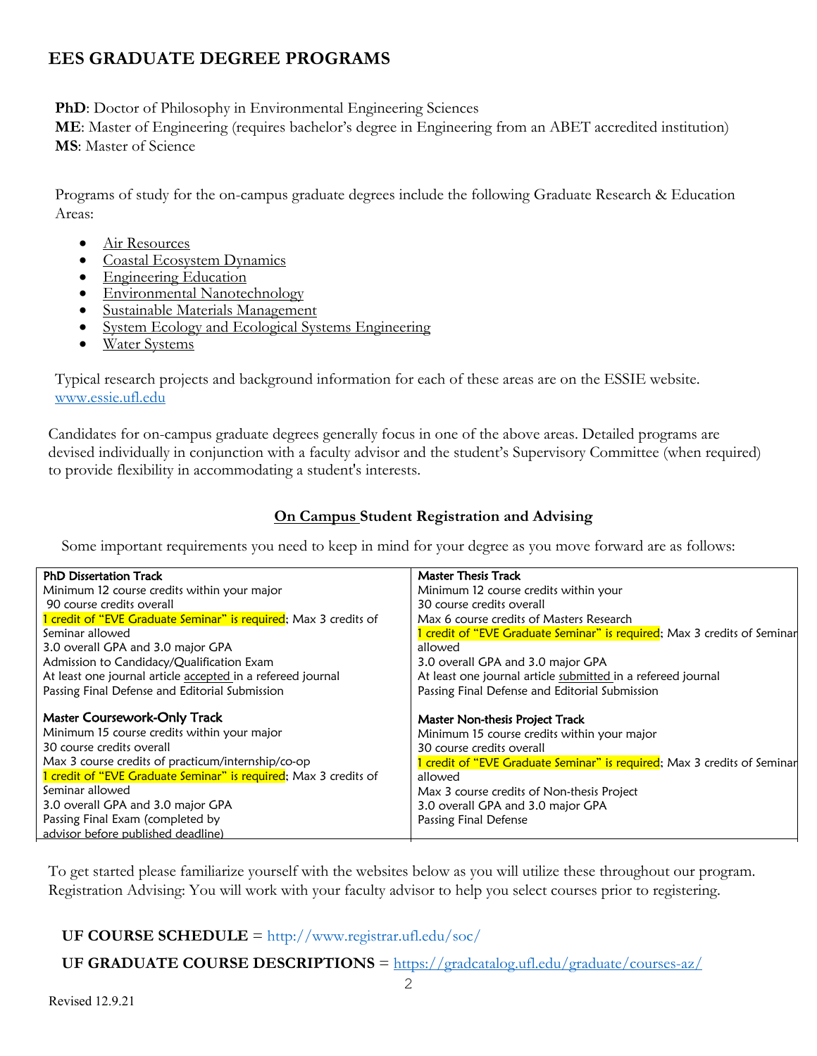## EES GRADUATE DEGREE PROGRAMS

**PhD**: Doctor of Philosophy in Environmental Engineering Sciences
**ME**: Master of Engineering (requires bachelor's degree in Engineering from an ABET accredited institution)
**MS**: Master of Science

Programs of study for the on-campus graduate degrees include the following Graduate Research & Education Areas:

- Air Resources
- Coastal Ecosystem Dynamics
- Engineering Education
- Environmental Nanotechnology
- Sustainable Materials Management
- System Ecology and Ecological Systems Engineering
- Water Systems

Typical research projects and background information for each of these areas are on the ESSIE website. www.essie.ufl.edu

Candidates for on-campus graduate degrees generally focus in one of the above areas. Detailed programs are devised individually in conjunction with a faculty advisor and the student's Supervisory Committee (when required) to provide flexibility in accommodating a student's interests.

### On Campus Student Registration and Advising

Some important requirements you need to keep in mind for your degree as you move forward are as follows:

| | |
|---|---|
| **PhD Dissertation Track**<br>Minimum 12 course credits within your major<br>90 course credits overall<br>1 credit of "EVE Graduate Seminar" is required; Max 3 credits of Seminar allowed<br>3.0 overall GPA and 3.0 major GPA<br>Admission to Candidacy/Qualification Exam<br>At least one journal article accepted in a refereed journal<br>Passing Final Defense and Editorial Submission | **Master Thesis Track**<br>Minimum 12 course credits within your<br>30 course credits overall<br>Max 6 course credits of Masters Research<br>1 credit of "EVE Graduate Seminar" is required; Max 3 credits of Seminar allowed<br>3.0 overall GPA and 3.0 major GPA<br>At least one journal article submitted in a refereed journal<br>Passing Final Defense and Editorial Submission |
| **Master Coursework-Only Track**<br>Minimum 15 course credits within your major<br>30 course credits overall<br>Max 3 course credits of practicum/internship/co-op<br>1 credit of "EVE Graduate Seminar" is required; Max 3 credits of Seminar allowed<br>3.0 overall GPA and 3.0 major GPA<br>Passing Final Exam (completed by advisor before published deadline) | **Master Non-thesis Project Track**<br>Minimum 15 course credits within your major<br>30 course credits overall<br>1 credit of "EVE Graduate Seminar" is required; Max 3 credits of Seminar allowed<br>Max 3 course credits of Non-thesis Project<br>3.0 overall GPA and 3.0 major GPA<br>Passing Final Defense |

To get started please familiarize yourself with the websites below as you will utilize these throughout our program. Registration Advising: You will work with your faculty advisor to help you select courses prior to registering.

**UF COURSE SCHEDULE** = http://www.registrar.ufl.edu/soc/

**UF GRADUATE COURSE DESCRIPTIONS** = https://gradcatalog.ufl.edu/graduate/courses-az/

Revised 12.9.21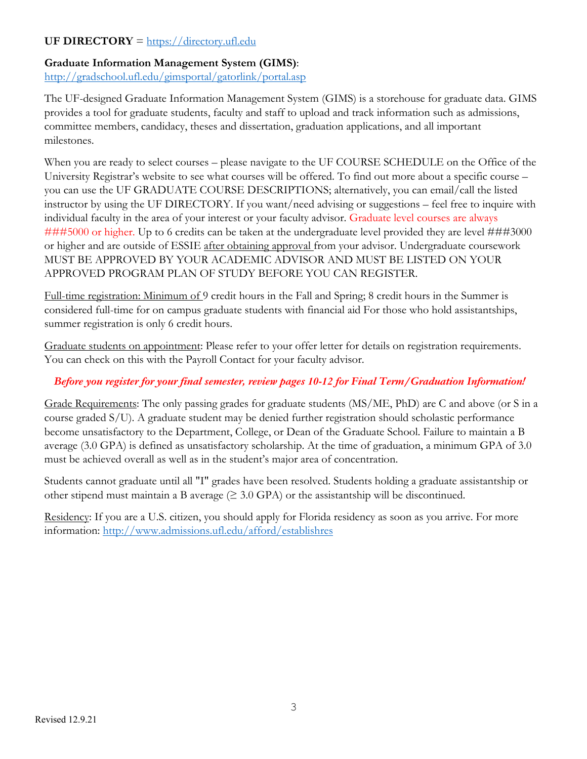**UF DIRECTORY** = https://directory.ufl.edu

**Graduate Information Management System (GIMS)**:
http://gradschool.ufl.edu/gimsportal/gatorlink/portal.asp

The UF-designed Graduate Information Management System (GIMS) is a storehouse for graduate data. GIMS provides a tool for graduate students, faculty and staff to upload and track information such as admissions, committee members, candidacy, theses and dissertation, graduation applications, and all important milestones.

When you are ready to select courses – please navigate to the UF COURSE SCHEDULE on the Office of the University Registrar's website to see what courses will be offered. To find out more about a specific course – you can use the UF GRADUATE COURSE DESCRIPTIONS; alternatively, you can email/call the listed instructor by using the UF DIRECTORY. If you want/need advising or suggestions – feel free to inquire with individual faculty in the area of your interest or your faculty advisor. Graduate level courses are always ###5000 or higher. Up to 6 credits can be taken at the undergraduate level provided they are level ###3000 or higher and are outside of ESSIE after obtaining approval from your advisor. Undergraduate coursework MUST BE APPROVED BY YOUR ACADEMIC ADVISOR AND MUST BE LISTED ON YOUR APPROVED PROGRAM PLAN OF STUDY BEFORE YOU CAN REGISTER.

Full-time registration: Minimum of 9 credit hours in the Fall and Spring; 8 credit hours in the Summer is considered full-time for on campus graduate students with financial aid For those who hold assistantships, summer registration is only 6 credit hours.

Graduate students on appointment: Please refer to your offer letter for details on registration requirements. You can check on this with the Payroll Contact for your faculty advisor.

***Before you register for your final semester, review pages 10-12 for Final Term/Graduation Information!***

Grade Requirements: The only passing grades for graduate students (MS/ME, PhD) are C and above (or S in a course graded S/U). A graduate student may be denied further registration should scholastic performance become unsatisfactory to the Department, College, or Dean of the Graduate School. Failure to maintain a B average (3.0 GPA) is defined as unsatisfactory scholarship. At the time of graduation, a minimum GPA of 3.0 must be achieved overall as well as in the student's major area of concentration.

Students cannot graduate until all "I" grades have been resolved. Students holding a graduate assistantship or other stipend must maintain a B average ($\geq$ 3.0 GPA) or the assistantship will be discontinued.

Residency: If you are a U.S. citizen, you should apply for Florida residency as soon as you arrive. For more information: http://www.admissions.ufl.edu/afford/establishres

Revised 12.9.21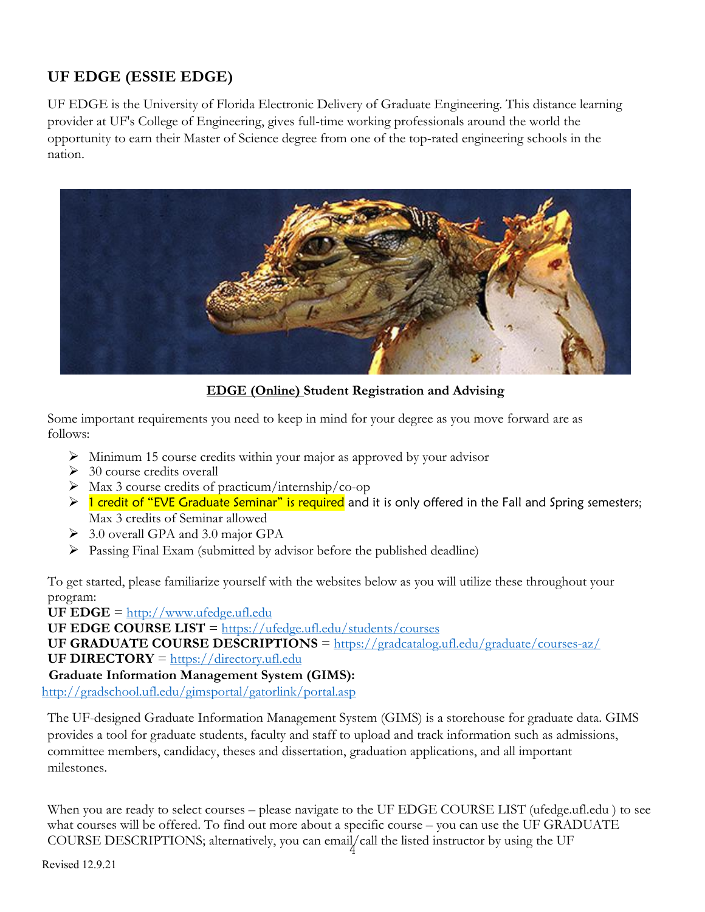## UF EDGE (ESSIE EDGE)

UF EDGE is the University of Florida Electronic Delivery of Graduate Engineering. This distance learning provider at UF's College of Engineering, gives full-time working professionals around the world the opportunity to earn their Master of Science degree from one of the top-rated engineering schools in the nation.

**EDGE (Online) Student Registration and Advising**

Some important requirements you need to keep in mind for your degree as you move forward are as follows:

- Minimum 15 course credits within your major as approved by your advisor
- 30 course credits overall
- Max 3 course credits of practicum/internship/co-op
- 1 credit of "EVE Graduate Seminar" is required and it is only offered in the Fall and Spring semesters; Max 3 credits of Seminar allowed
- 3.0 overall GPA and 3.0 major GPA
- Passing Final Exam (submitted by advisor before the published deadline)

To get started, please familiarize yourself with the websites below as you will utilize these throughout your program:

**UF EDGE** = http://www.ufedge.ufl.edu
**UF EDGE COURSE LIST** = https://ufedge.ufl.edu/students/courses
**UF GRADUATE COURSE DESCRIPTIONS** = https://gradcatalog.ufl.edu/graduate/courses-az/
**UF DIRECTORY** = https://directory.ufl.edu
**Graduate Information Management System (GIMS):**
http://gradschool.ufl.edu/gimsportal/gatorlink/portal.asp

The UF-designed Graduate Information Management System (GIMS) is a storehouse for graduate data. GIMS provides a tool for graduate students, faculty and staff to upload and track information such as admissions, committee members, candidacy, theses and dissertation, graduation applications, and all important milestones.

When you are ready to select courses – please navigate to the UF EDGE COURSE LIST (ufedge.ufl.edu ) to see what courses will be offered. To find out more about a specific course – you can use the UF GRADUATE COURSE DESCRIPTIONS; alternatively, you can email/call the listed instructor by using the UF

Revised 12.9.21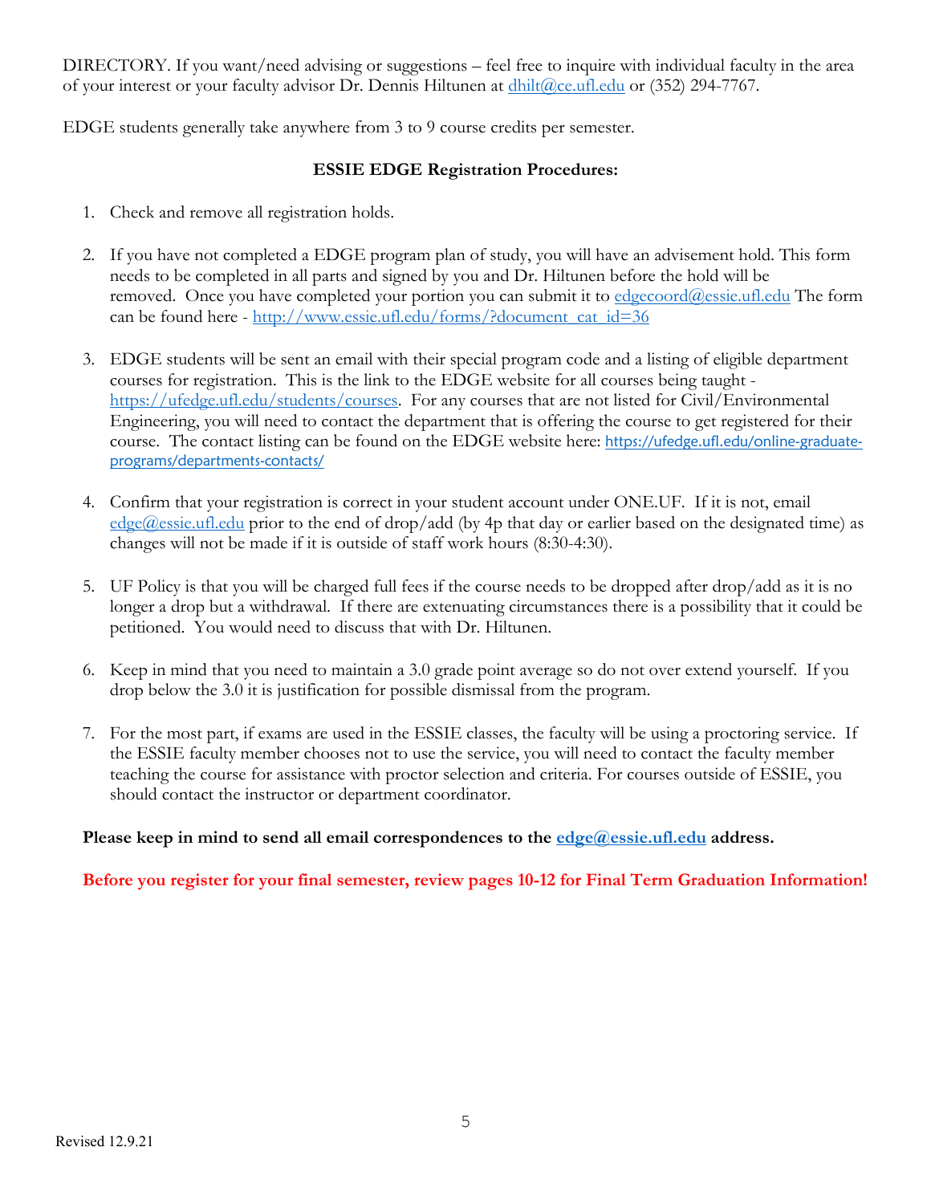DIRECTORY. If you want/need advising or suggestions – feel free to inquire with individual faculty in the area of your interest or your faculty advisor Dr. Dennis Hiltunen at dhilt@ce.ufl.edu or (352) 294-7767.

EDGE students generally take anywhere from 3 to 9 course credits per semester.

**ESSIE EDGE Registration Procedures:**

1. Check and remove all registration holds.

2. If you have not completed a EDGE program plan of study, you will have an advisement hold. This form needs to be completed in all parts and signed by you and Dr. Hiltunen before the hold will be removed. Once you have completed your portion you can submit it to edgecoord@essie.ufl.edu The form can be found here - http://www.essie.ufl.edu/forms/?document_cat_id=36

3. EDGE students will be sent an email with their special program code and a listing of eligible department courses for registration. This is the link to the EDGE website for all courses being taught - https://ufedge.ufl.edu/students/courses. For any courses that are not listed for Civil/Environmental Engineering, you will need to contact the department that is offering the course to get registered for their course. The contact listing can be found on the EDGE website here: https://ufedge.ufl.edu/online-graduate-programs/departments-contacts/

4. Confirm that your registration is correct in your student account under ONE.UF. If it is not, email edge@essie.ufl.edu prior to the end of drop/add (by 4p that day or earlier based on the designated time) as changes will not be made if it is outside of staff work hours (8:30-4:30).

5. UF Policy is that you will be charged full fees if the course needs to be dropped after drop/add as it is no longer a drop but a withdrawal. If there are extenuating circumstances there is a possibility that it could be petitioned. You would need to discuss that with Dr. Hiltunen.

6. Keep in mind that you need to maintain a 3.0 grade point average so do not over extend yourself. If you drop below the 3.0 it is justification for possible dismissal from the program.

7. For the most part, if exams are used in the ESSIE classes, the faculty will be using a proctoring service. If the ESSIE faculty member chooses not to use the service, you will need to contact the faculty member teaching the course for assistance with proctor selection and criteria. For courses outside of ESSIE, you should contact the instructor or department coordinator.

**Please keep in mind to send all email correspondences to the edge@essie.ufl.edu address.**

**Before you register for your final semester, review pages 10-12 for Final Term Graduation Information!**

Revised 12.9.21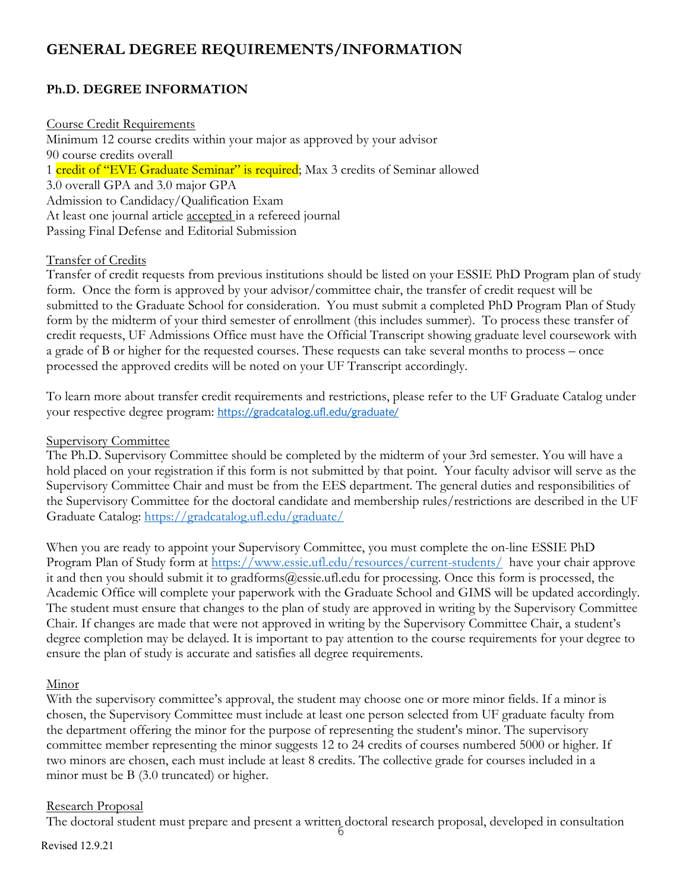# GENERAL DEGREE REQUIREMENTS/INFORMATION

## Ph.D. DEGREE INFORMATION

Course Credit Requirements

Minimum 12 course credits within your major as approved by your advisor
90 course credits overall
1 credit of "EVE Graduate Seminar" is required; Max 3 credits of Seminar allowed
3.0 overall GPA and 3.0 major GPA
Admission to Candidacy/Qualification Exam
At least one journal article accepted in a refereed journal
Passing Final Defense and Editorial Submission

Transfer of Credits

Transfer of credit requests from previous institutions should be listed on your ESSIE PhD Program plan of study form. Once the form is approved by your advisor/committee chair, the transfer of credit request will be submitted to the Graduate School for consideration. You must submit a completed PhD Program Plan of Study form by the midterm of your third semester of enrollment (this includes summer). To process these transfer of credit requests, UF Admissions Office must have the Official Transcript showing graduate level coursework with a grade of B or higher for the requested courses. These requests can take several months to process – once processed the approved credits will be noted on your UF Transcript accordingly.

To learn more about transfer credit requirements and restrictions, please refer to the UF Graduate Catalog under your respective degree program: https://gradcatalog.ufl.edu/graduate/

Supervisory Committee

The Ph.D. Supervisory Committee should be completed by the midterm of your 3rd semester. You will have a hold placed on your registration if this form is not submitted by that point. Your faculty advisor will serve as the Supervisory Committee Chair and must be from the EES department. The general duties and responsibilities of the Supervisory Committee for the doctoral candidate and membership rules/restrictions are described in the UF Graduate Catalog: https://gradcatalog.ufl.edu/graduate/

When you are ready to appoint your Supervisory Committee, you must complete the on-line ESSIE PhD Program Plan of Study form at https://www.essie.ufl.edu/resources/current-students/ have your chair approve it and then you should submit it to gradforms@essie.ufl.edu for processing. Once this form is processed, the Academic Office will complete your paperwork with the Graduate School and GIMS will be updated accordingly. The student must ensure that changes to the plan of study are approved in writing by the Supervisory Committee Chair. If changes are made that were not approved in writing by the Supervisory Committee Chair, a student's degree completion may be delayed. It is important to pay attention to the course requirements for your degree to ensure the plan of study is accurate and satisfies all degree requirements.

Minor

With the supervisory committee's approval, the student may choose one or more minor fields. If a minor is chosen, the Supervisory Committee must include at least one person selected from UF graduate faculty from the department offering the minor for the purpose of representing the student's minor. The supervisory committee member representing the minor suggests 12 to 24 credits of courses numbered 5000 or higher. If two minors are chosen, each must include at least 8 credits. The collective grade for courses included in a minor must be B (3.0 truncated) or higher.

Research Proposal

The doctoral student must prepare and present a written doctoral research proposal, developed in consultation

Revised 12.9.21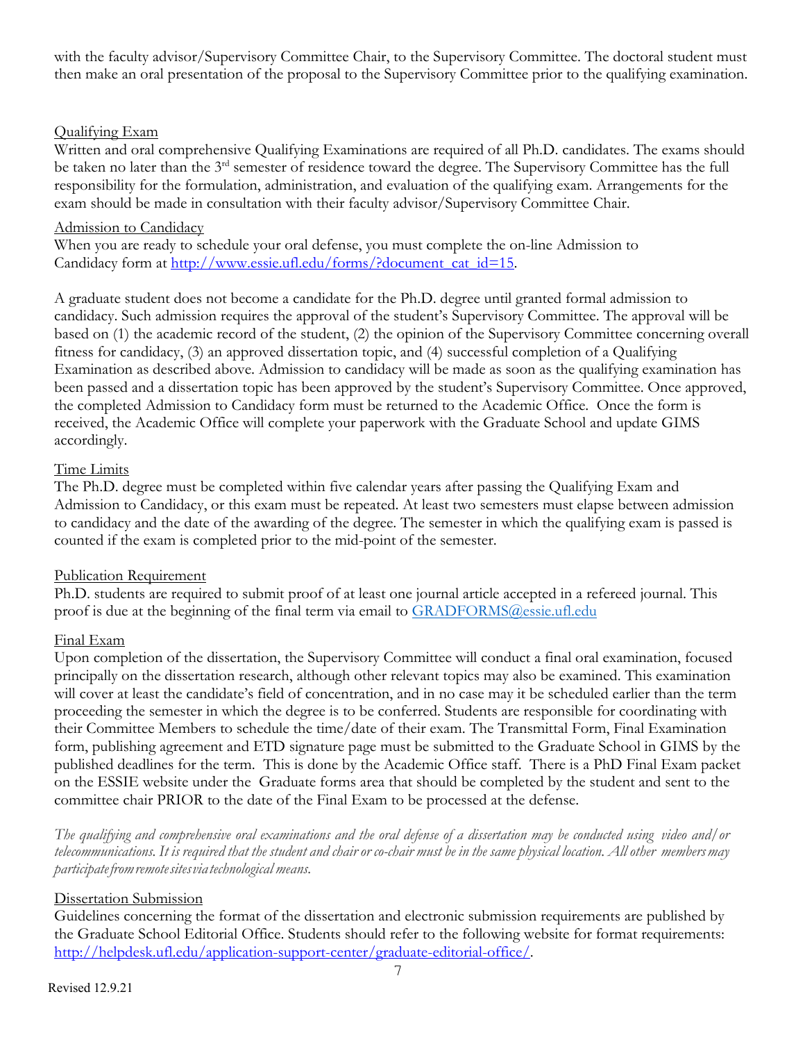with the faculty advisor/Supervisory Committee Chair, to the Supervisory Committee. The doctoral student must then make an oral presentation of the proposal to the Supervisory Committee prior to the qualifying examination.

## Qualifying Exam

Written and oral comprehensive Qualifying Examinations are required of all Ph.D. candidates. The exams should be taken no later than the 3rd semester of residence toward the degree. The Supervisory Committee has the full responsibility for the formulation, administration, and evaluation of the qualifying exam. Arrangements for the exam should be made in consultation with their faculty advisor/Supervisory Committee Chair.

## Admission to Candidacy

When you are ready to schedule your oral defense, you must complete the on-line Admission to Candidacy form at http://www.essie.ufl.edu/forms/?document_cat_id=15.

A graduate student does not become a candidate for the Ph.D. degree until granted formal admission to candidacy. Such admission requires the approval of the student's Supervisory Committee. The approval will be based on (1) the academic record of the student, (2) the opinion of the Supervisory Committee concerning overall fitness for candidacy, (3) an approved dissertation topic, and (4) successful completion of a Qualifying Examination as described above. Admission to candidacy will be made as soon as the qualifying examination has been passed and a dissertation topic has been approved by the student's Supervisory Committee. Once approved, the completed Admission to Candidacy form must be returned to the Academic Office. Once the form is received, the Academic Office will complete your paperwork with the Graduate School and update GIMS accordingly.

## Time Limits

The Ph.D. degree must be completed within five calendar years after passing the Qualifying Exam and Admission to Candidacy, or this exam must be repeated. At least two semesters must elapse between admission to candidacy and the date of the awarding of the degree. The semester in which the qualifying exam is passed is counted if the exam is completed prior to the mid-point of the semester.

## Publication Requirement

Ph.D. students are required to submit proof of at least one journal article accepted in a refereed journal. This proof is due at the beginning of the final term via email to GRADFORMS@essie.ufl.edu

## Final Exam

Upon completion of the dissertation, the Supervisory Committee will conduct a final oral examination, focused principally on the dissertation research, although other relevant topics may also be examined. This examination will cover at least the candidate's field of concentration, and in no case may it be scheduled earlier than the term proceeding the semester in which the degree is to be conferred. Students are responsible for coordinating with their Committee Members to schedule the time/date of their exam. The Transmittal Form, Final Examination form, publishing agreement and ETD signature page must be submitted to the Graduate School in GIMS by the published deadlines for the term. This is done by the Academic Office staff. There is a PhD Final Exam packet on the ESSIE website under the Graduate forms area that should be completed by the student and sent to the committee chair PRIOR to the date of the Final Exam to be processed at the defense.

*The qualifying and comprehensive oral examinations and the oral defense of a dissertation may be conducted using video and/or telecommunications. It is required that the student and chair or co-chair must be in the same physical location. All other members may participate from remote sites via technological means.*

## Dissertation Submission

Guidelines concerning the format of the dissertation and electronic submission requirements are published by the Graduate School Editorial Office. Students should refer to the following website for format requirements: http://helpdesk.ufl.edu/application-support-center/graduate-editorial-office/.

Revised 12.9.21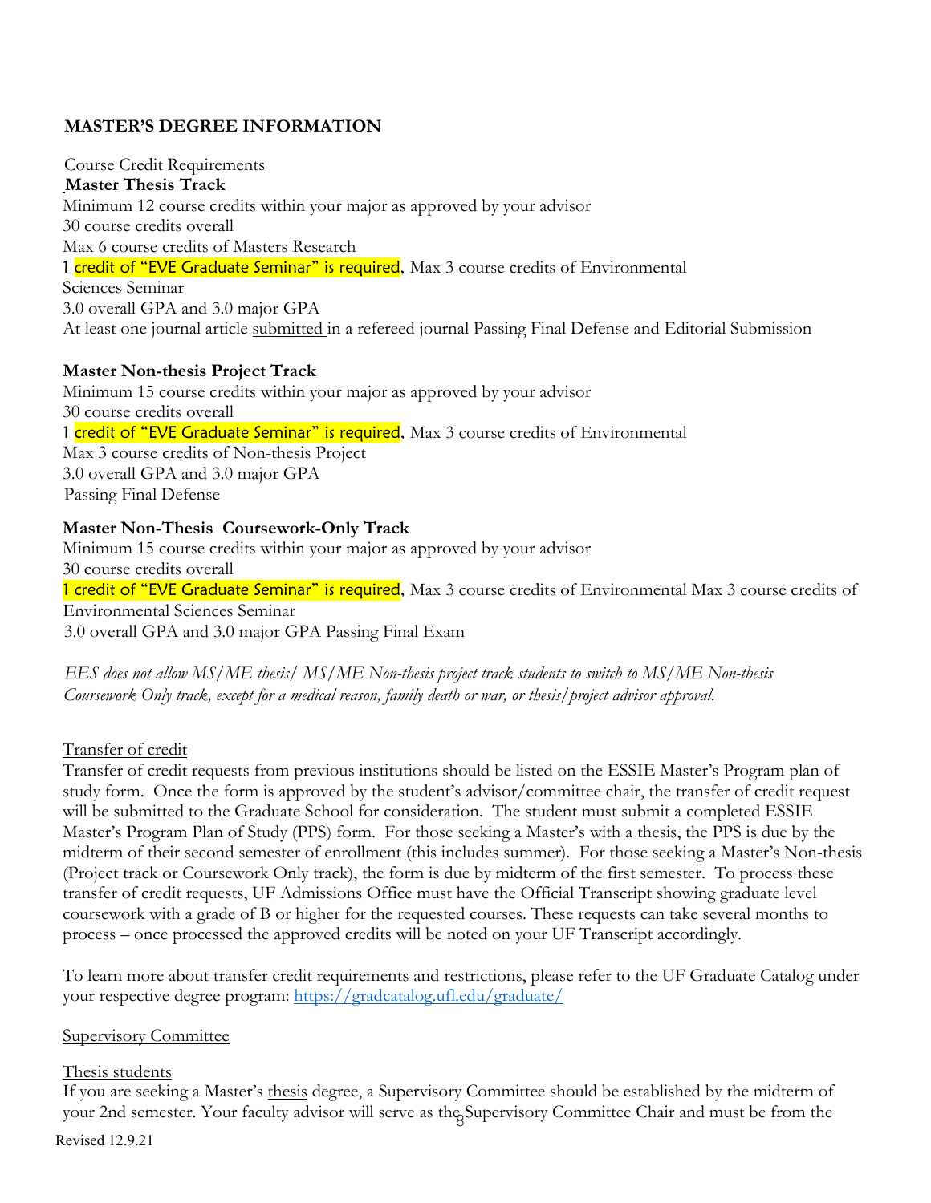## MASTER'S DEGREE INFORMATION

Course Credit Requirements

**Master Thesis Track**

Minimum 12 course credits within your major as approved by your advisor
30 course credits overall
Max 6 course credits of Masters Research
1 credit of "EVE Graduate Seminar" is required, Max 3 course credits of Environmental Sciences Seminar
3.0 overall GPA and 3.0 major GPA
At least one journal article submitted in a refereed journal Passing Final Defense and Editorial Submission

**Master Non-thesis Project Track**

Minimum 15 course credits within your major as approved by your advisor
30 course credits overall
1 credit of "EVE Graduate Seminar" is required, Max 3 course credits of Environmental
Max 3 course credits of Non-thesis Project
3.0 overall GPA and 3.0 major GPA
Passing Final Defense

**Master Non-Thesis Coursework-Only Track**

Minimum 15 course credits within your major as approved by your advisor
30 course credits overall
1 credit of "EVE Graduate Seminar" is required, Max 3 course credits of Environmental Max 3 course credits of Environmental Sciences Seminar
3.0 overall GPA and 3.0 major GPA Passing Final Exam

*EES does not allow MS/ME thesis/ MS/ME Non-thesis project track students to switch to MS/ME Non-thesis Coursework Only track, except for a medical reason, family death or war, or thesis/project advisor approval.*

Transfer of credit

Transfer of credit requests from previous institutions should be listed on the ESSIE Master's Program plan of study form. Once the form is approved by the student's advisor/committee chair, the transfer of credit request will be submitted to the Graduate School for consideration. The student must submit a completed ESSIE Master's Program Plan of Study (PPS) form. For those seeking a Master's with a thesis, the PPS is due by the midterm of their second semester of enrollment (this includes summer). For those seeking a Master's Non-thesis (Project track or Coursework Only track), the form is due by midterm of the first semester. To process these transfer of credit requests, UF Admissions Office must have the Official Transcript showing graduate level coursework with a grade of B or higher for the requested courses. These requests can take several months to process – once processed the approved credits will be noted on your UF Transcript accordingly.

To learn more about transfer credit requirements and restrictions, please refer to the UF Graduate Catalog under your respective degree program: https://gradcatalog.ufl.edu/graduate/

Supervisory Committee

Thesis students

If you are seeking a Master's thesis degree, a Supervisory Committee should be established by the midterm of your 2nd semester. Your faculty advisor will serve as the Supervisory Committee Chair and must be from the

Revised 12.9.21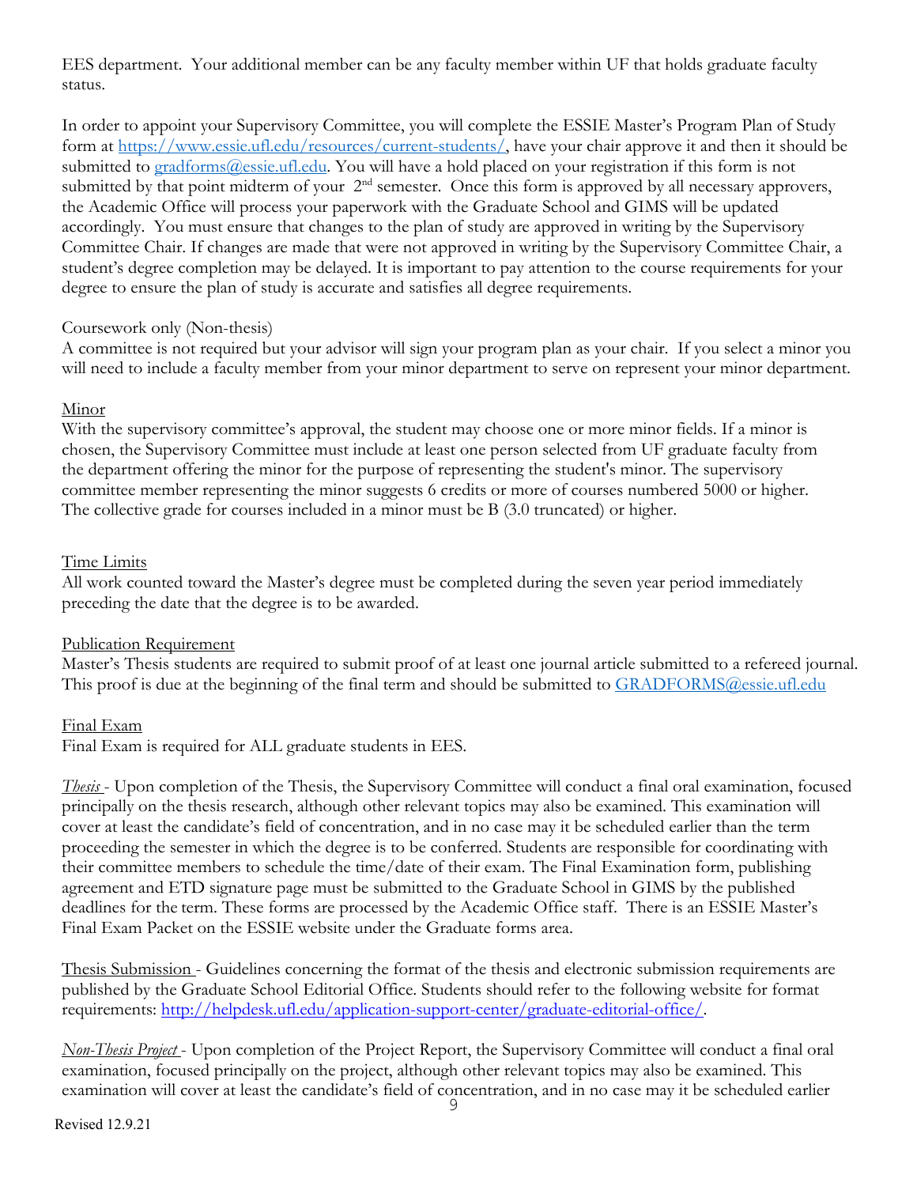EES department. Your additional member can be any faculty member within UF that holds graduate faculty status.

In order to appoint your Supervisory Committee, you will complete the ESSIE Master's Program Plan of Study form at https://www.essie.ufl.edu/resources/current-students/, have your chair approve it and then it should be submitted to gradforms@essie.ufl.edu. You will have a hold placed on your registration if this form is not submitted by that point midterm of your 2nd semester. Once this form is approved by all necessary approvers, the Academic Office will process your paperwork with the Graduate School and GIMS will be updated accordingly. You must ensure that changes to the plan of study are approved in writing by the Supervisory Committee Chair. If changes are made that were not approved in writing by the Supervisory Committee Chair, a student's degree completion may be delayed. It is important to pay attention to the course requirements for your degree to ensure the plan of study is accurate and satisfies all degree requirements.

Coursework only (Non-thesis)
A committee is not required but your advisor will sign your program plan as your chair. If you select a minor you will need to include a faculty member from your minor department to serve on represent your minor department.

Minor
With the supervisory committee's approval, the student may choose one or more minor fields. If a minor is chosen, the Supervisory Committee must include at least one person selected from UF graduate faculty from the department offering the minor for the purpose of representing the student's minor. The supervisory committee member representing the minor suggests 6 credits or more of courses numbered 5000 or higher. The collective grade for courses included in a minor must be B (3.0 truncated) or higher.

Time Limits
All work counted toward the Master's degree must be completed during the seven year period immediately preceding the date that the degree is to be awarded.

Publication Requirement
Master's Thesis students are required to submit proof of at least one journal article submitted to a refereed journal. This proof is due at the beginning of the final term and should be submitted to GRADFORMS@essie.ufl.edu

Final Exam
Final Exam is required for ALL graduate students in EES.

*Thesis* - Upon completion of the Thesis, the Supervisory Committee will conduct a final oral examination, focused principally on the thesis research, although other relevant topics may also be examined. This examination will cover at least the candidate's field of concentration, and in no case may it be scheduled earlier than the term proceeding the semester in which the degree is to be conferred. Students are responsible for coordinating with their committee members to schedule the time/date of their exam. The Final Examination form, publishing agreement and ETD signature page must be submitted to the Graduate School in GIMS by the published deadlines for the term. These forms are processed by the Academic Office staff. There is an ESSIE Master's Final Exam Packet on the ESSIE website under the Graduate forms area.

Thesis Submission - Guidelines concerning the format of the thesis and electronic submission requirements are published by the Graduate School Editorial Office. Students should refer to the following website for format requirements: http://helpdesk.ufl.edu/application-support-center/graduate-editorial-office/.

*Non-Thesis Project* - Upon completion of the Project Report, the Supervisory Committee will conduct a final oral examination, focused principally on the project, although other relevant topics may also be examined. This examination will cover at least the candidate's field of concentration, and in no case may it be scheduled earlier

Revised 12.9.21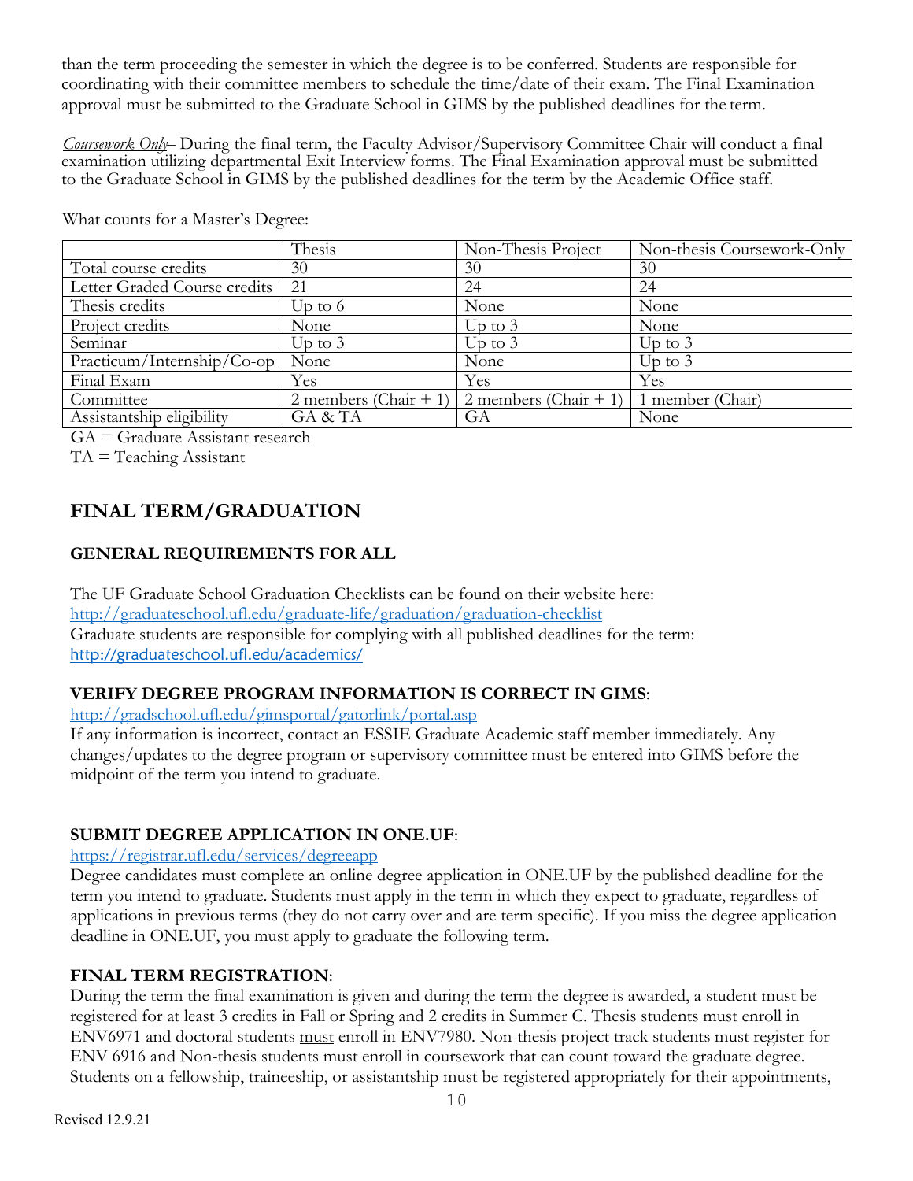than the term proceeding the semester in which the degree is to be conferred. Students are responsible for coordinating with their committee members to schedule the time/date of their exam. The Final Examination approval must be submitted to the Graduate School in GIMS by the published deadlines for the term.

*Coursework Only*– During the final term, the Faculty Advisor/Supervisory Committee Chair will conduct a final examination utilizing departmental Exit Interview forms. The Final Examination approval must be submitted to the Graduate School in GIMS by the published deadlines for the term by the Academic Office staff.

What counts for a Master's Degree:

| | Thesis | Non-Thesis Project | Non-thesis Coursework-Only |
|---|---|---|---|
| Total course credits | 30 | 30 | 30 |
| Letter Graded Course credits | 21 | 24 | 24 |
| Thesis credits | Up to 6 | None | None |
| Project credits | None | Up to 3 | None |
| Seminar | Up to 3 | Up to 3 | Up to 3 |
| Practicum/Internship/Co-op | None | None | Up to 3 |
| Final Exam | Yes | Yes | Yes |
| Committee | 2 members (Chair + 1) | 2 members (Chair + 1) | 1 member (Chair) |
| Assistantship eligibility | GA & TA | GA | None |

GA = Graduate Assistant research

TA = Teaching Assistant

## FINAL TERM/GRADUATION

### GENERAL REQUIREMENTS FOR ALL

The UF Graduate School Graduation Checklists can be found on their website here:
http://graduateschool.ufl.edu/graduate-life/graduation/graduation-checklist
Graduate students are responsible for complying with all published deadlines for the term:
http://graduateschool.ufl.edu/academics/

**VERIFY DEGREE PROGRAM INFORMATION IS CORRECT IN GIMS**:
http://gradschool.ufl.edu/gimsportal/gatorlink/portal.asp
If any information is incorrect, contact an ESSIE Graduate Academic staff member immediately. Any changes/updates to the degree program or supervisory committee must be entered into GIMS before the midpoint of the term you intend to graduate.

**SUBMIT DEGREE APPLICATION IN ONE.UF**:
https://registrar.ufl.edu/services/degreeapp
Degree candidates must complete an online degree application in ONE.UF by the published deadline for the term you intend to graduate. Students must apply in the term in which they expect to graduate, regardless of applications in previous terms (they do not carry over and are term specific). If you miss the degree application deadline in ONE.UF, you must apply to graduate the following term.

**FINAL TERM REGISTRATION**:
During the term the final examination is given and during the term the degree is awarded, a student must be registered for at least 3 credits in Fall or Spring and 2 credits in Summer C. Thesis students must enroll in ENV6971 and doctoral students must enroll in ENV7980. Non-thesis project track students must register for ENV 6916 and Non-thesis students must enroll in coursework that can count toward the graduate degree. Students on a fellowship, traineeship, or assistantship must be registered appropriately for their appointments,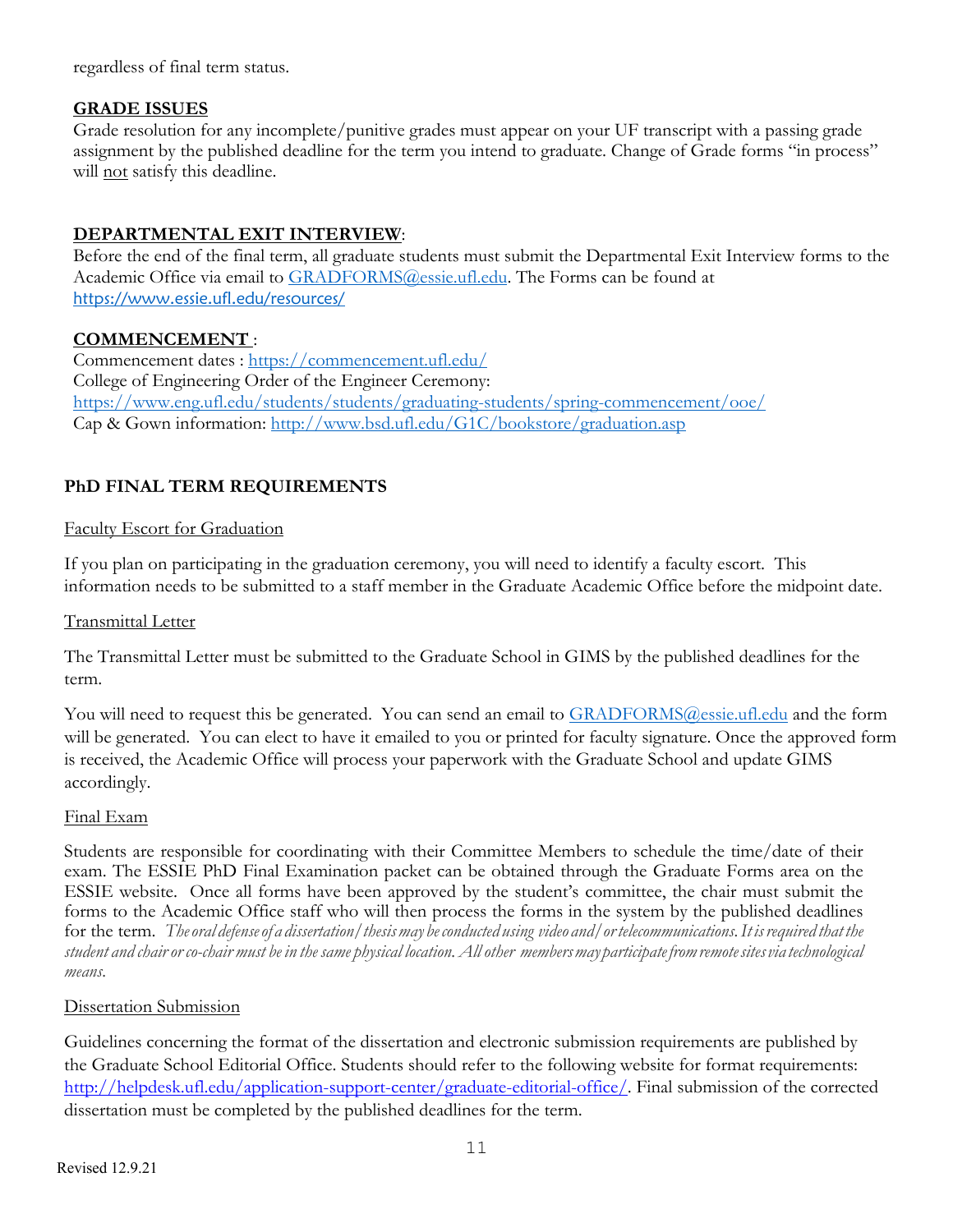regardless of final term status.

**GRADE ISSUES**

Grade resolution for any incomplete/punitive grades must appear on your UF transcript with a passing grade assignment by the published deadline for the term you intend to graduate. Change of Grade forms "in process" will not satisfy this deadline.

**DEPARTMENTAL EXIT INTERVIEW**:

Before the end of the final term, all graduate students must submit the Departmental Exit Interview forms to the Academic Office via email to GRADFORMS@essie.ufl.edu. The Forms can be found at https://www.essie.ufl.edu/resources/

**COMMENCEMENT** :

Commencement dates : https://commencement.ufl.edu/
College of Engineering Order of the Engineer Ceremony:
https://www.eng.ufl.edu/students/students/graduating-students/spring-commencement/ooe/
Cap & Gown information: http://www.bsd.ufl.edu/G1C/bookstore/graduation.asp

## PhD FINAL TERM REQUIREMENTS

Faculty Escort for Graduation

If you plan on participating in the graduation ceremony, you will need to identify a faculty escort. This information needs to be submitted to a staff member in the Graduate Academic Office before the midpoint date.

Transmittal Letter

The Transmittal Letter must be submitted to the Graduate School in GIMS by the published deadlines for the term.

You will need to request this be generated. You can send an email to GRADFORMS@essie.ufl.edu and the form will be generated. You can elect to have it emailed to you or printed for faculty signature. Once the approved form is received, the Academic Office will process your paperwork with the Graduate School and update GIMS accordingly.

Final Exam

Students are responsible for coordinating with their Committee Members to schedule the time/date of their exam. The ESSIE PhD Final Examination packet can be obtained through the Graduate Forms area on the ESSIE website. Once all forms have been approved by the student's committee, the chair must submit the forms to the Academic Office staff who will then process the forms in the system by the published deadlines for the term. *The oral defense of a dissertation/thesis may be conducted using video and/or telecommunications. It is required that the student and chair or co-chair must be in the same physical location. All other members may participate from remote sites via technological means.*

Dissertation Submission

Guidelines concerning the format of the dissertation and electronic submission requirements are published by the Graduate School Editorial Office. Students should refer to the following website for format requirements: http://helpdesk.ufl.edu/application-support-center/graduate-editorial-office/. Final submission of the corrected dissertation must be completed by the published deadlines for the term.

Revised 12.9.21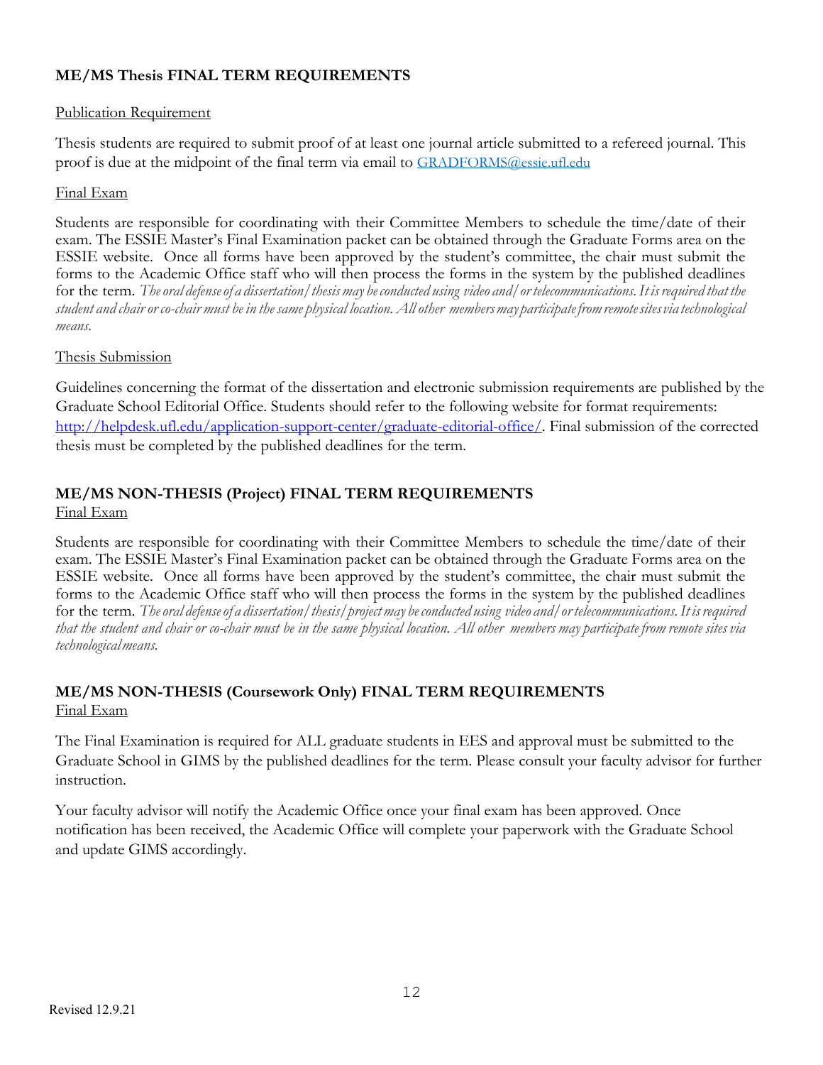## ME/MS Thesis FINAL TERM REQUIREMENTS

Publication Requirement

Thesis students are required to submit proof of at least one journal article submitted to a refereed journal. This proof is due at the midpoint of the final term via email to GRADFORMS@essie.ufl.edu

Final Exam

Students are responsible for coordinating with their Committee Members to schedule the time/date of their exam. The ESSIE Master's Final Examination packet can be obtained through the Graduate Forms area on the ESSIE website. Once all forms have been approved by the student's committee, the chair must submit the forms to the Academic Office staff who will then process the forms in the system by the published deadlines for the term. *The oral defense of a dissertation/thesis may be conducted using video and/or telecommunications. It is required that the student and chair or co-chair must be in the same physical location. All other members may participate from remote sites via technological means.*

Thesis Submission

Guidelines concerning the format of the dissertation and electronic submission requirements are published by the Graduate School Editorial Office. Students should refer to the following website for format requirements: http://helpdesk.ufl.edu/application-support-center/graduate-editorial-office/. Final submission of the corrected thesis must be completed by the published deadlines for the term.

## ME/MS NON-THESIS (Project) FINAL TERM REQUIREMENTS

Final Exam

Students are responsible for coordinating with their Committee Members to schedule the time/date of their exam. The ESSIE Master's Final Examination packet can be obtained through the Graduate Forms area on the ESSIE website. Once all forms have been approved by the student's committee, the chair must submit the forms to the Academic Office staff who will then process the forms in the system by the published deadlines for the term. *The oral defense of a dissertation/thesis/project may be conducted using video and/or telecommunications. It is required that the student and chair or co-chair must be in the same physical location. All other members may participate from remote sites via technological means.*

## ME/MS NON-THESIS (Coursework Only) FINAL TERM REQUIREMENTS

Final Exam

The Final Examination is required for ALL graduate students in EES and approval must be submitted to the Graduate School in GIMS by the published deadlines for the term. Please consult your faculty advisor for further instruction.

Your faculty advisor will notify the Academic Office once your final exam has been approved. Once notification has been received, the Academic Office will complete your paperwork with the Graduate School and update GIMS accordingly.